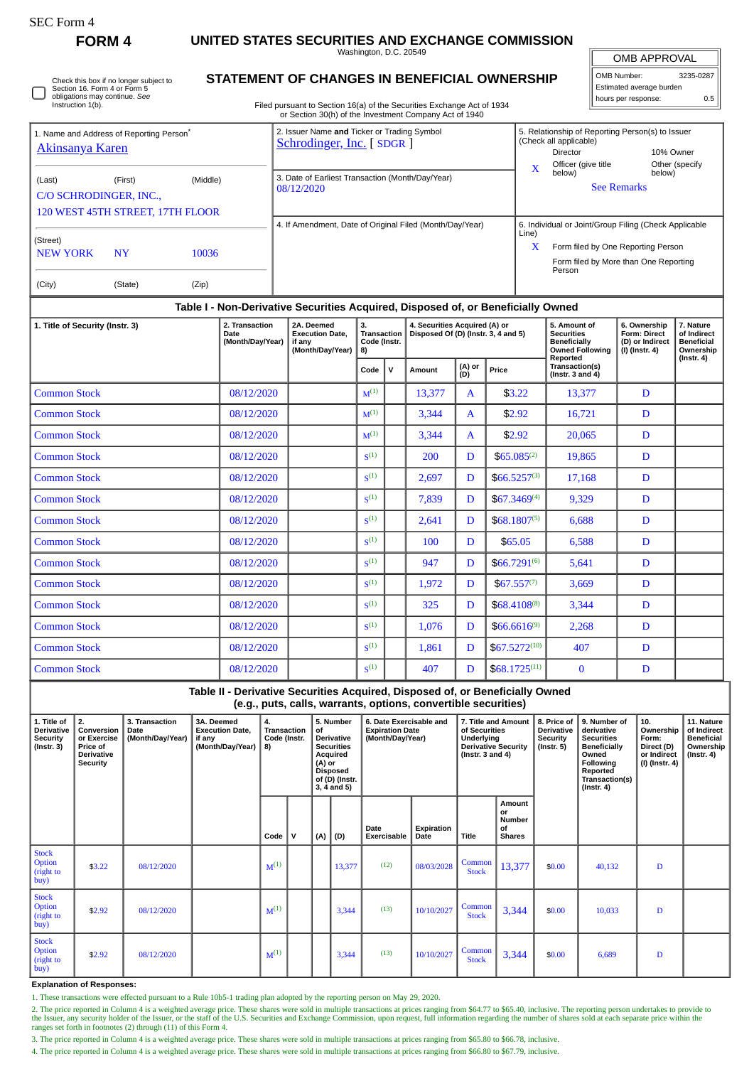SEC Form 4

**FORM 4**

# UNITED STATES SECURITIES AND EXCHANGE COMMISSION

Washington, D.C. 20549

## STATEMENT OF CHANGES IN BENEFICIAL OWNERSHIP

Filed pursuant to Section 16(a) of the Securities Exchange Act of 1934 or Section 30(h) of the Investment Company Act of 1940

| OMB APPROVAL | |
|---|---|
| OMB Number: | 3235-0287 |
| Estimated average burden | |
| hours per response: | 0.5 |

☐ Check this box if no longer subject to Section 16. Form 4 or Form 5 obligations may continue. *See* Instruction 1(b).

1. Name and Address of Reporting Person*
Akinsanya Karen

(Last) (First) (Middle)
C/O SCHRODINGER, INC.,
120 WEST 45TH STREET, 17TH FLOOR

(Street)
NEW YORK NY 10036

(City) (State) (Zip)

2. Issuer Name **and** Ticker or Trading Symbol
Schrodinger, Inc. [ SDGR ]

3. Date of Earliest Transaction (Month/Day/Year)
08/12/2020

4. If Amendment, Date of Original Filed (Month/Day/Year)

5. Relationship of Reporting Person(s) to Issuer (Check all applicable)
Director | 10% Owner
X Officer (give title below) | Other (specify below)
See Remarks

6. Individual or Joint/Group Filing (Check Applicable Line)
X Form filed by One Reporting Person
Form filed by More than One Reporting Person

### Table I - Non-Derivative Securities Acquired, Disposed of, or Beneficially Owned

| 1. Title of Security (Instr. 3) | 2. Transaction Date (Month/Day/Year) | 2A. Deemed Execution Date, if any (Month/Day/Year) | 3. Transaction Code (Instr. 8) | | 4. Securities Acquired (A) or Disposed Of (D) (Instr. 3, 4 and 5) | | | 5. Amount of Securities Beneficially Owned Following Reported Transaction(s) (Instr. 3 and 4) | 6. Ownership Form: Direct (D) or Indirect (I) (Instr. 4) | 7. Nature of Indirect Beneficial Ownership (Instr. 4) |
|---|---|---|---|---|---|---|---|---|---|---|
| | | | Code | V | Amount | (A) or (D) | Price | | | |
| Common Stock | 08/12/2020 | | M[(1)] | | 13,377 | A | $3.22 | 13,377 | D | |
| Common Stock | 08/12/2020 | | M[(1)] | | 3,344 | A | $2.92 | 16,721 | D | |
| Common Stock | 08/12/2020 | | M[(1)] | | 3,344 | A | $2.92 | 20,065 | D | |
| Common Stock | 08/12/2020 | | S[(1)] | | 200 | D | $65.085[(2)] | 19,865 | D | |
| Common Stock | 08/12/2020 | | S[(1)] | | 2,697 | D | $66.5257[(3)] | 17,168 | D | |
| Common Stock | 08/12/2020 | | S[(1)] | | 7,839 | D | $67.3469[(4)] | 9,329 | D | |
| Common Stock | 08/12/2020 | | S[(1)] | | 2,641 | D | $68.1807[(5)] | 6,688 | D | |
| Common Stock | 08/12/2020 | | S[(1)] | | 100 | D | $65.05 | 6,588 | D | |
| Common Stock | 08/12/2020 | | S[(1)] | | 947 | D | $66.7291[(6)] | 5,641 | D | |
| Common Stock | 08/12/2020 | | S[(1)] | | 1,972 | D | $67.557[(7)] | 3,669 | D | |
| Common Stock | 08/12/2020 | | S[(1)] | | 325 | D | $68.4108[(8)] | 3,344 | D | |
| Common Stock | 08/12/2020 | | S[(1)] | | 1,076 | D | $66.6616[(9)] | 2,268 | D | |
| Common Stock | 08/12/2020 | | S[(1)] | | 1,861 | D | $67.5272[(10)] | 407 | D | |
| Common Stock | 08/12/2020 | | S[(1)] | | 407 | D | $68.1725[(11)] | 0 | D | |

### Table II - Derivative Securities Acquired, Disposed of, or Beneficially Owned (e.g., puts, calls, warrants, options, convertible securities)

| 1. Title of Derivative Security (Instr. 3) | 2. Conversion or Exercise Price of Derivative Security | 3. Transaction Date (Month/Day/Year) | 3A. Deemed Execution Date, if any (Month/Day/Year) | 4. Transaction Code (Instr. 8) | | 5. Number of Derivative Securities Acquired (A) or Disposed of (D) (Instr. 3, 4 and 5) | | 6. Date Exercisable and Expiration Date (Month/Day/Year) | | 7. Title and Amount of Securities Underlying Derivative Security (Instr. 3 and 4) | | 8. Price of Derivative Security (Instr. 5) | 9. Number of derivative Securities Beneficially Owned Following Reported Transaction(s) (Instr. 4) | 10. Ownership Form: Direct (D) or Indirect (I) (Instr. 4) | 11. Nature of Indirect Beneficial Ownership (Instr. 4) |
|---|---|---|---|---|---|---|---|---|---|---|---|---|---|---|---|
| | | | | Code | V | (A) | (D) | Date Exercisable | Expiration Date | Title | Amount or Number of Shares | | | | |
| Stock Option (right to buy) | $3.22 | 08/12/2020 | | M[(1)] | | | 13,377 | (12) | 08/03/2028 | Common Stock | 13,377 | $0.00 | 40,132 | D | |
| Stock Option (right to buy) | $2.92 | 08/12/2020 | | M[(1)] | | | 3,344 | (13) | 10/10/2027 | Common Stock | 3,344 | $0.00 | 10,033 | D | |
| Stock Option (right to buy) | $2.92 | 08/12/2020 | | M[(1)] | | | 3,344 | (13) | 10/10/2027 | Common Stock | 3,344 | $0.00 | 6,689 | D | |

**Explanation of Responses:**

1. These transactions were effected pursuant to a Rule 10b5-1 trading plan adopted by the reporting person on May 29, 2020.
2. The price reported in Column 4 is a weighted average price. These shares were sold in multiple transactions at prices ranging from $64.77 to $65.40, inclusive. The reporting person undertakes to provide to the Issuer, any security holder of the Issuer, or the staff of the U.S. Securities and Exchange Commission, upon request, full information regarding the number of shares sold at each separate price within the ranges set forth in footnotes (2) through (11) of this Form 4.
3. The price reported in Column 4 is a weighted average price. These shares were sold in multiple transactions at prices ranging from $65.80 to $66.78, inclusive.
4. The price reported in Column 4 is a weighted average price. These shares were sold in multiple transactions at prices ranging from $66.80 to $67.79, inclusive.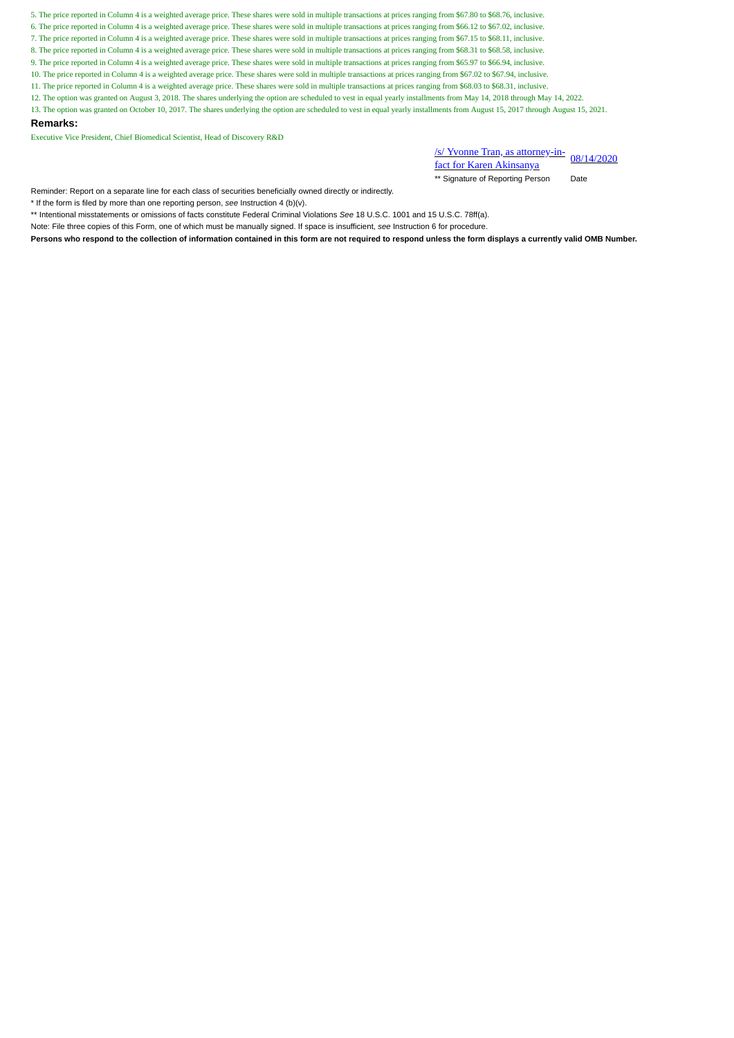5. The price reported in Column 4 is a weighted average price. These shares were sold in multiple transactions at prices ranging from $67.80 to $68.76, inclusive.

6. The price reported in Column 4 is a weighted average price. These shares were sold in multiple transactions at prices ranging from $66.12 to $67.02, inclusive.

7. The price reported in Column 4 is a weighted average price. These shares were sold in multiple transactions at prices ranging from $67.15 to $68.11, inclusive.

8. The price reported in Column 4 is a weighted average price. These shares were sold in multiple transactions at prices ranging from $68.31 to $68.58, inclusive.

9. The price reported in Column 4 is a weighted average price. These shares were sold in multiple transactions at prices ranging from $65.97 to $66.94, inclusive.

10. The price reported in Column 4 is a weighted average price. These shares were sold in multiple transactions at prices ranging from $67.02 to $67.94, inclusive.

11. The price reported in Column 4 is a weighted average price. These shares were sold in multiple transactions at prices ranging from $68.03 to $68.31, inclusive.

12. The option was granted on August 3, 2018. The shares underlying the option are scheduled to vest in equal yearly installments from May 14, 2018 through May 14, 2022.

13. The option was granted on October 10, 2017. The shares underlying the option are scheduled to vest in equal yearly installments from August 15, 2017 through August 15, 2021.

**Remarks:**

Executive Vice President, Chief Biomedical Scientist, Head of Discovery R&D

| | |
|---|---|
| /s/ Yvonne Tran, as attorney-in-fact for Karen Akinsanya | 08/14/2020 |
| ** Signature of Reporting Person | Date |

Reminder: Report on a separate line for each class of securities beneficially owned directly or indirectly.

* If the form is filed by more than one reporting person, *see* Instruction 4 (b)(v).

** Intentional misstatements or omissions of facts constitute Federal Criminal Violations *See* 18 U.S.C. 1001 and 15 U.S.C. 78ff(a).

Note: File three copies of this Form, one of which must be manually signed. If space is insufficient, *see* Instruction 6 for procedure.

**Persons who respond to the collection of information contained in this form are not required to respond unless the form displays a currently valid OMB Number.**